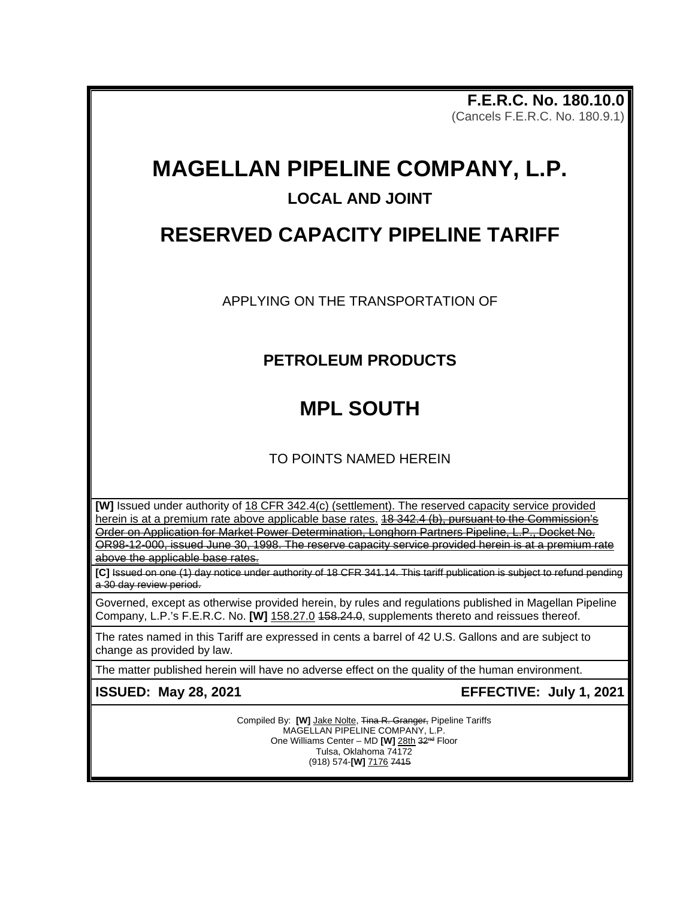**F.E.R.C. No. 180.10.0**
(Cancels F.E.R.C. No. 180.9.1)

# MAGELLAN PIPELINE COMPANY, L.P.

## LOCAL AND JOINT

# RESERVED CAPACITY PIPELINE TARIFF

APPLYING ON THE TRANSPORTATION OF

## PETROLEUM PRODUCTS

# MPL SOUTH

TO POINTS NAMED HEREIN

**[W]** Issued under authority of <u>18 CFR 342.4(c) (settlement). The reserved capacity service provided herein is at a premium rate above applicable base rates.</u> ~~18 342.4 (b), pursuant to the Commission's Order on Application for Market Power Determination, Longhorn Partners Pipeline, L.P., Docket No. OR98-12-000, issued June 30, 1998. The reserve capacity service provided herein is at a premium rate above the applicable base rates.~~

**[C]** ~~Issued on one (1) day notice under authority of 18 CFR 341.14. This tariff publication is subject to refund pending a 30 day review period.~~

Governed, except as otherwise provided herein, by rules and regulations published in Magellan Pipeline Company, L.P.'s F.E.R.C. No. **[W]** <u>158.27.0</u> ~~158.24.0~~, supplements thereto and reissues thereof.

The rates named in this Tariff are expressed in cents a barrel of 42 U.S. Gallons and are subject to change as provided by law.

The matter published herein will have no adverse effect on the quality of the human environment.

**ISSUED: May 28, 2021** **EFFECTIVE: July 1, 2021**

Compiled By: **[W]** <u>Jake Nolte</u>, ~~Tina R. Granger,~~ Pipeline Tariffs
MAGELLAN PIPELINE COMPANY, L.P.
One Williams Center – MD **[W]** <u>28th</u> ~~32nd~~ Floor
Tulsa, Oklahoma 74172
(918) 574-**[W]** <u>7176</u> ~~7415~~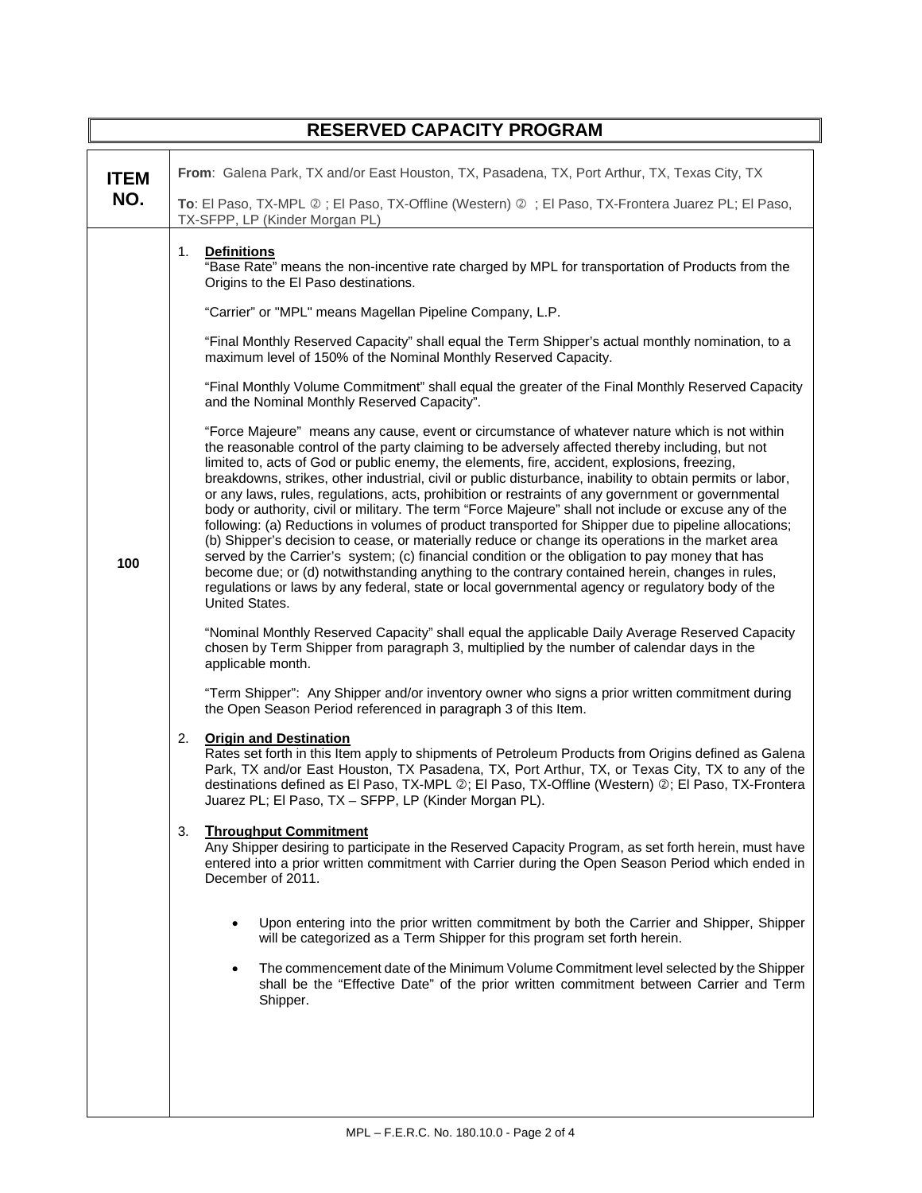# RESERVED CAPACITY PROGRAM

| ITEM NO. | **From**: Galena Park, TX and/or East Houston, TX, Pasadena, TX, Port Arthur, TX, Texas City, TX<br><br>**To**: El Paso, TX-MPL ②; El Paso, TX-Offline (Western) ②; El Paso, TX-Frontera Juarez PL; El Paso, TX-SFPP, LP (Kinder Morgan PL) |
|---|---|
| 100 | See below |

1. **Definitions**

   "Base Rate" means the non-incentive rate charged by MPL for transportation of Products from the Origins to the El Paso destinations.

   "Carrier" or "MPL" means Magellan Pipeline Company, L.P.

   "Final Monthly Reserved Capacity" shall equal the Term Shipper's actual monthly nomination, to a maximum level of 150% of the Nominal Monthly Reserved Capacity.

   "Final Monthly Volume Commitment" shall equal the greater of the Final Monthly Reserved Capacity and the Nominal Monthly Reserved Capacity".

   "Force Majeure" means any cause, event or circumstance of whatever nature which is not within the reasonable control of the party claiming to be adversely affected thereby including, but not limited to, acts of God or public enemy, the elements, fire, accident, explosions, freezing, breakdowns, strikes, other industrial, civil or public disturbance, inability to obtain permits or labor, or any laws, rules, regulations, acts, prohibition or restraints of any government or governmental body or authority, civil or military. The term "Force Majeure" shall not include or excuse any of the following: (a) Reductions in volumes of product transported for Shipper due to pipeline allocations; (b) Shipper's decision to cease, or materially reduce or change its operations in the market area served by the Carrier's system; (c) financial condition or the obligation to pay money that has become due; or (d) notwithstanding anything to the contrary contained herein, changes in rules, regulations or laws by any federal, state or local governmental agency or regulatory body of the United States.

   "Nominal Monthly Reserved Capacity" shall equal the applicable Daily Average Reserved Capacity chosen by Term Shipper from paragraph 3, multiplied by the number of calendar days in the applicable month.

   "Term Shipper": Any Shipper and/or inventory owner who signs a prior written commitment during the Open Season Period referenced in paragraph 3 of this Item.

2. **Origin and Destination**

   Rates set forth in this Item apply to shipments of Petroleum Products from Origins defined as Galena Park, TX and/or East Houston, TX Pasadena, TX, Port Arthur, TX, or Texas City, TX to any of the destinations defined as El Paso, TX-MPL ②; El Paso, TX-Offline (Western) ②; El Paso, TX-Frontera Juarez PL; El Paso, TX – SFPP, LP (Kinder Morgan PL).

3. **Throughput Commitment**

   Any Shipper desiring to participate in the Reserved Capacity Program, as set forth herein, must have entered into a prior written commitment with Carrier during the Open Season Period which ended in December of 2011.

   - Upon entering into the prior written commitment by both the Carrier and Shipper, Shipper will be categorized as a Term Shipper for this program set forth herein.
   - The commencement date of the Minimum Volume Commitment level selected by the Shipper shall be the "Effective Date" of the prior written commitment between Carrier and Term Shipper.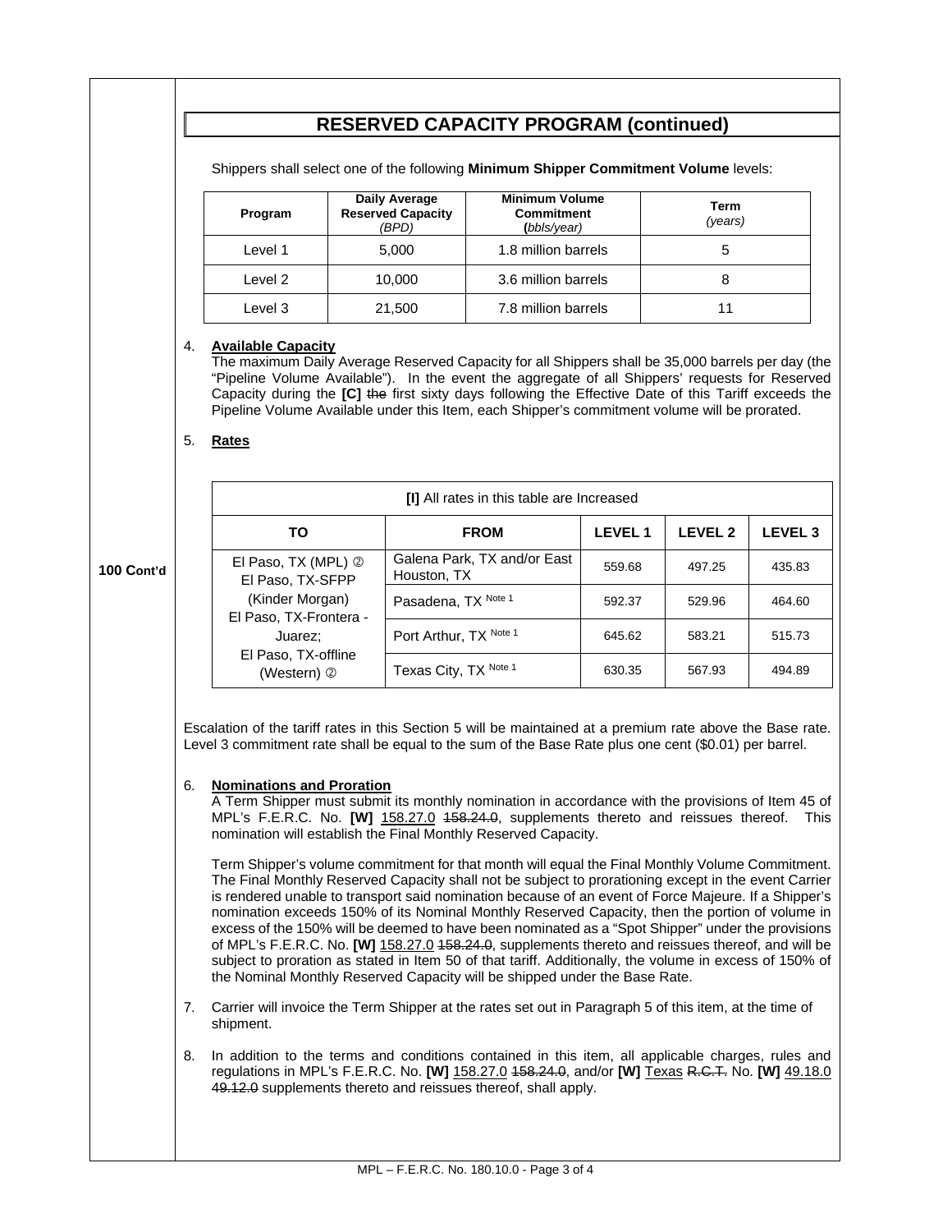## RESERVED CAPACITY PROGRAM (continued)

Shippers shall select one of the following **Minimum Shipper Commitment Volume** levels:

| Program | Daily Average Reserved Capacity *(BPD)* | Minimum Volume Commitment *(bbls/year)* | Term *(years)* |
|---|---|---|---|
| Level 1 | 5,000 | 1.8 million barrels | 5 |
| Level 2 | 10,000 | 3.6 million barrels | 8 |
| Level 3 | 21,500 | 7.8 million barrels | 11 |

4. **Available Capacity**
   The maximum Daily Average Reserved Capacity for all Shippers shall be 35,000 barrels per day (the "Pipeline Volume Available"). In the event the aggregate of all Shippers' requests for Reserved Capacity during the **[C]** ~~the~~ first sixty days following the Effective Date of this Tariff exceeds the Pipeline Volume Available under this Item, each Shipper's commitment volume will be prorated.

5. **Rates**

**100 Cont'd**

| [I] All rates in this table are Increased | | | | |
|---|---|---|---|---|
| **TO** | **FROM** | **LEVEL 1** | **LEVEL 2** | **LEVEL 3** |
| El Paso, TX (MPL) ② El Paso, TX-SFPP (Kinder Morgan) El Paso, TX-Frontera - Juarez; El Paso, TX-offline (Western) ② | Galena Park, TX and/or East Houston, TX | 559.68 | 497.25 | 435.83 |
| | Pasadena, TX Note 1 | 592.37 | 529.96 | 464.60 |
| | Port Arthur, TX Note 1 | 645.62 | 583.21 | 515.73 |
| | Texas City, TX Note 1 | 630.35 | 567.93 | 494.89 |

Escalation of the tariff rates in this Section 5 will be maintained at a premium rate above the Base rate. Level 3 commitment rate shall be equal to the sum of the Base Rate plus one cent ($0.01) per barrel.

6. **Nominations and Proration**
   A Term Shipper must submit its monthly nomination in accordance with the provisions of Item 45 of MPL's F.E.R.C. No. **[W]** 158.27.0 ~~158.24.0~~, supplements thereto and reissues thereof. This nomination will establish the Final Monthly Reserved Capacity.

   Term Shipper's volume commitment for that month will equal the Final Monthly Volume Commitment. The Final Monthly Reserved Capacity shall not be subject to prorationing except in the event Carrier is rendered unable to transport said nomination because of an event of Force Majeure. If a Shipper's nomination exceeds 150% of its Nominal Monthly Reserved Capacity, then the portion of volume in excess of the 150% will be deemed to have been nominated as a "Spot Shipper" under the provisions of MPL's F.E.R.C. No. **[W]** 158.27.0 ~~158.24.0~~, supplements thereto and reissues thereof, and will be subject to proration as stated in Item 50 of that tariff. Additionally, the volume in excess of 150% of the Nominal Monthly Reserved Capacity will be shipped under the Base Rate.

7. Carrier will invoice the Term Shipper at the rates set out in Paragraph 5 of this item, at the time of shipment.

8. In addition to the terms and conditions contained in this item, all applicable charges, rules and regulations in MPL's F.E.R.C. No. **[W]** 158.27.0 ~~158.24.0~~, and/or **[W]** Texas ~~R.C.T.~~ No. **[W]** 49.18.0 ~~49.12.0~~ supplements thereto and reissues thereof, shall apply.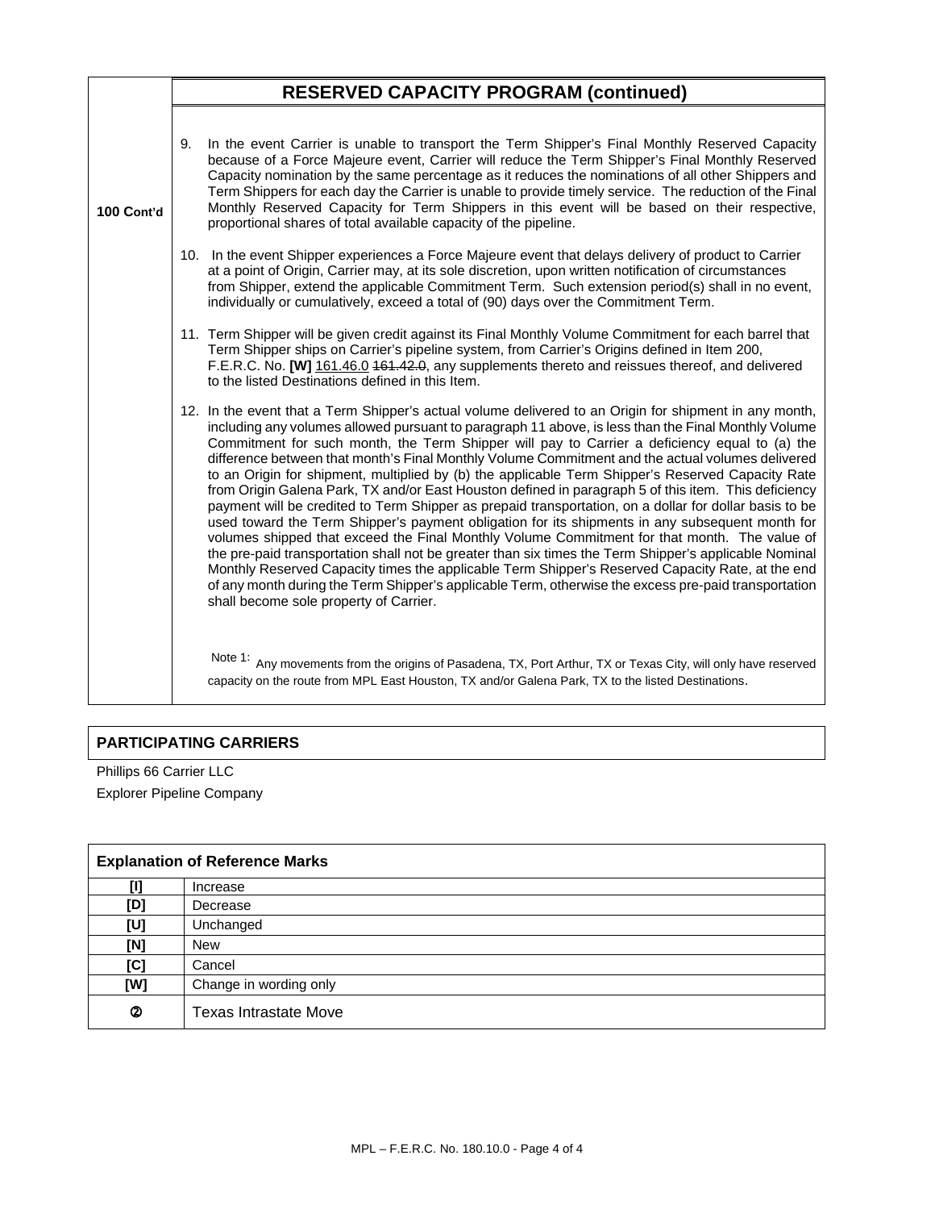| | RESERVED CAPACITY PROGRAM (continued) |
|---|---|
| 100 Cont'd | 9. In the event Carrier is unable to transport the Term Shipper's Final Monthly Reserved Capacity because of a Force Majeure event, Carrier will reduce the Term Shipper's Final Monthly Reserved Capacity nomination by the same percentage as it reduces the nominations of all other Shippers and Term Shippers for each day the Carrier is unable to provide timely service. The reduction of the Final Monthly Reserved Capacity for Term Shippers in this event will be based on their respective, proportional shares of total available capacity of the pipeline.<br><br>10. In the event Shipper experiences a Force Majeure event that delays delivery of product to Carrier at a point of Origin, Carrier may, at its sole discretion, upon written notification of circumstances from Shipper, extend the applicable Commitment Term. Such extension period(s) shall in no event, individually or cumulatively, exceed a total of (90) days over the Commitment Term.<br><br>11. Term Shipper will be given credit against its Final Monthly Volume Commitment for each barrel that Term Shipper ships on Carrier's pipeline system, from Carrier's Origins defined in Item 200, F.E.R.C. No. **[W]** 161.46.0 ~~161.42.0~~, any supplements thereto and reissues thereof, and delivered to the listed Destinations defined in this Item.<br><br>12. In the event that a Term Shipper's actual volume delivered to an Origin for shipment in any month, including any volumes allowed pursuant to paragraph 11 above, is less than the Final Monthly Volume Commitment for such month, the Term Shipper will pay to Carrier a deficiency equal to (a) the difference between that month's Final Monthly Volume Commitment and the actual volumes delivered to an Origin for shipment, multiplied by (b) the applicable Term Shipper's Reserved Capacity Rate from Origin Galena Park, TX and/or East Houston defined in paragraph 5 of this item. This deficiency payment will be credited to Term Shipper as prepaid transportation, on a dollar for dollar basis to be used toward the Term Shipper's payment obligation for its shipments in any subsequent month for volumes shipped that exceed the Final Monthly Volume Commitment for that month. The value of the pre-paid transportation shall not be greater than six times the Term Shipper's applicable Nominal Monthly Reserved Capacity times the applicable Term Shipper's Reserved Capacity Rate, at the end of any month during the Term Shipper's applicable Term, otherwise the excess pre-paid transportation shall become sole property of Carrier.<br><br>Note 1: Any movements from the origins of Pasadena, TX, Port Arthur, TX or Texas City, will only have reserved capacity on the route from MPL East Houston, TX and/or Galena Park, TX to the listed Destinations. |

## PARTICIPATING CARRIERS

Phillips 66 Carrier LLC

Explorer Pipeline Company

| Explanation of Reference Marks | |
|---|---|
| [I] | Increase |
| [D] | Decrease |
| [U] | Unchanged |
| [N] | New |
| [C] | Cancel |
| [W] | Change in wording only |
| ➋ | Texas Intrastate Move |